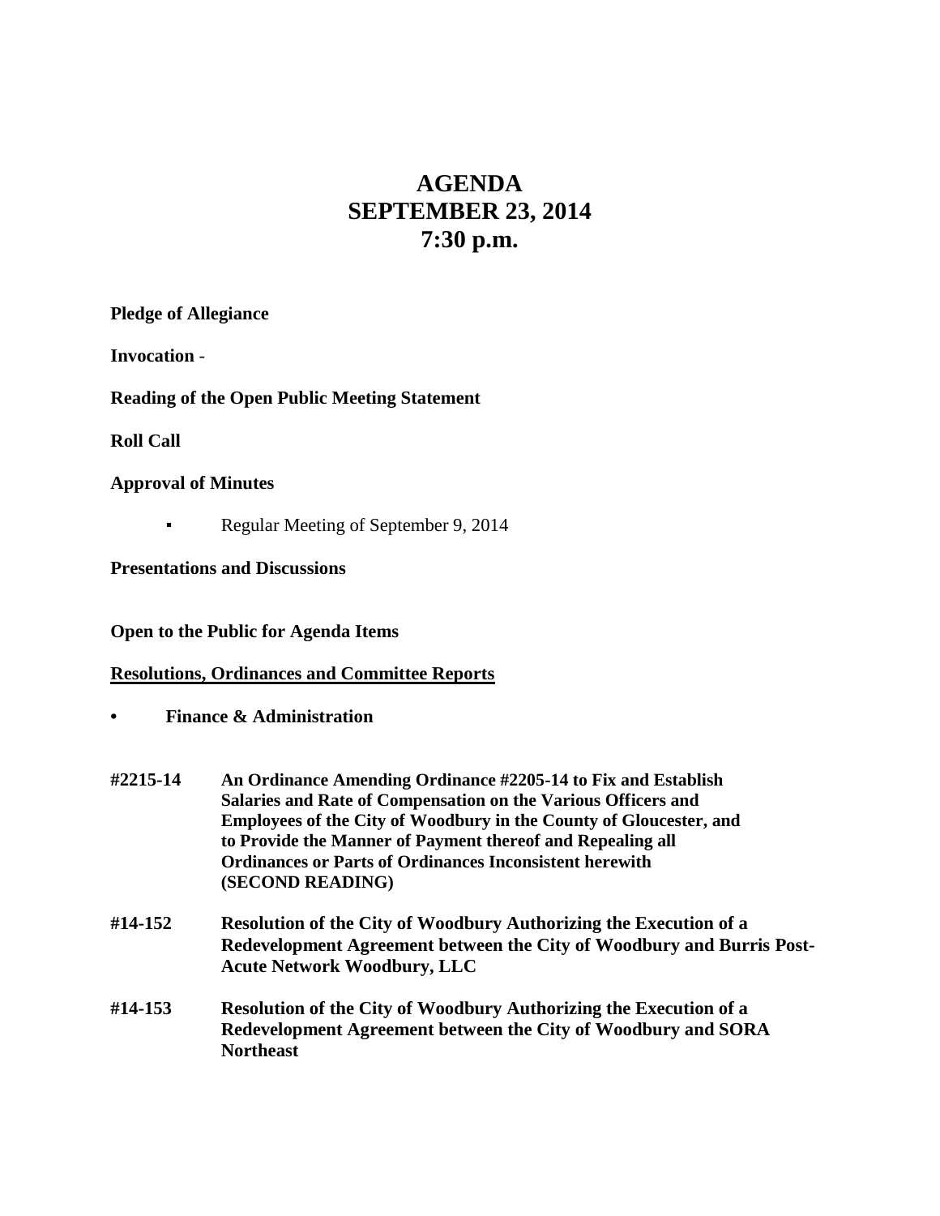# AGENDA
# SEPTEMBER 23, 2014
# 7:30 p.m.

**Pledge of Allegiance**

**Invocation** -

**Reading of the Open Public Meeting Statement**

**Roll Call**

**Approval of Minutes**

- Regular Meeting of September 9, 2014

**Presentations and Discussions**

**Open to the Public for Agenda Items**

**<u>Resolutions, Ordinances and Committee Reports</u>**

- **Finance & Administration**

**#2215-14** **An Ordinance Amending Ordinance #2205-14 to Fix and Establish Salaries and Rate of Compensation on the Various Officers and Employees of the City of Woodbury in the County of Gloucester, and to Provide the Manner of Payment thereof and Repealing all Ordinances or Parts of Ordinances Inconsistent herewith (SECOND READING)**

**#14-152** **Resolution of the City of Woodbury Authorizing the Execution of a Redevelopment Agreement between the City of Woodbury and Burris Post-Acute Network Woodbury, LLC**

**#14-153** **Resolution of the City of Woodbury Authorizing the Execution of a Redevelopment Agreement between the City of Woodbury and SORA Northeast**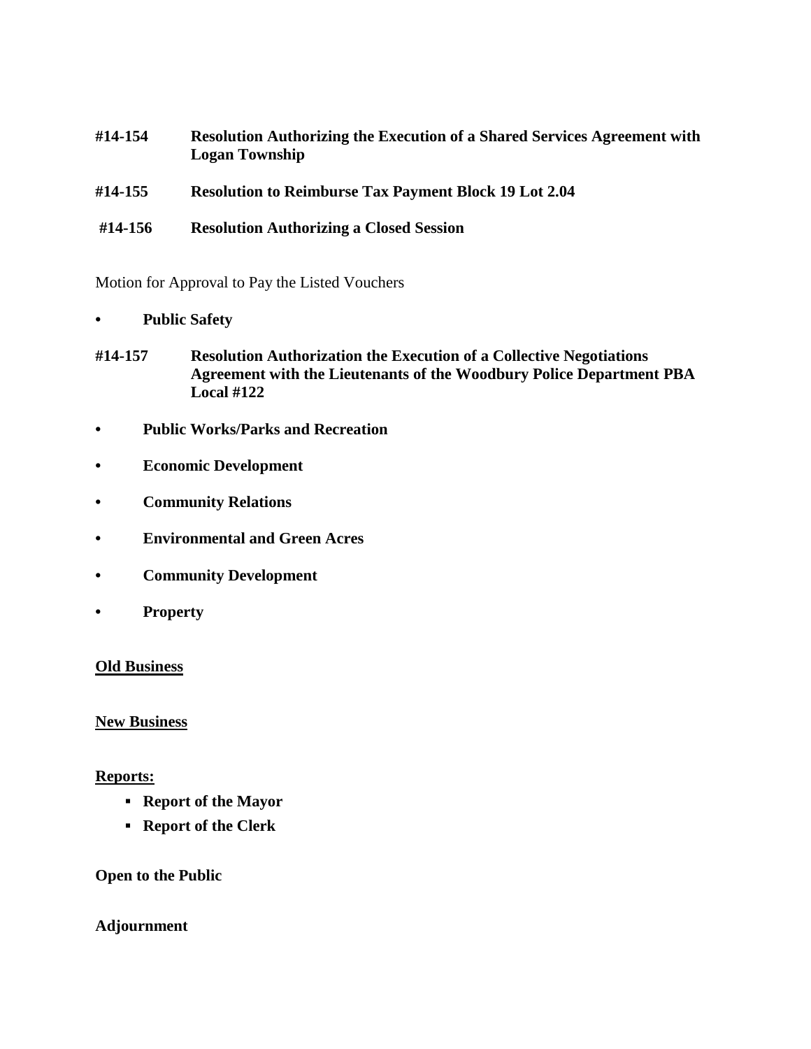**#14-154 Resolution Authorizing the Execution of a Shared Services Agreement with Logan Township**

**#14-155 Resolution to Reimburse Tax Payment Block 19 Lot 2.04**

**#14-156 Resolution Authorizing a Closed Session**

Motion for Approval to Pay the Listed Vouchers

- **Public Safety**

**#14-157 Resolution Authorization the Execution of a Collective Negotiations Agreement with the Lieutenants of the Woodbury Police Department PBA Local #122**

- **Public Works/Parks and Recreation**
- **Economic Development**
- **Community Relations**
- **Environmental and Green Acres**
- **Community Development**
- **Property**

**Old Business**

**New Business**

**Reports:**

- **Report of the Mayor**
- **Report of the Clerk**

**Open to the Public**

**Adjournment**